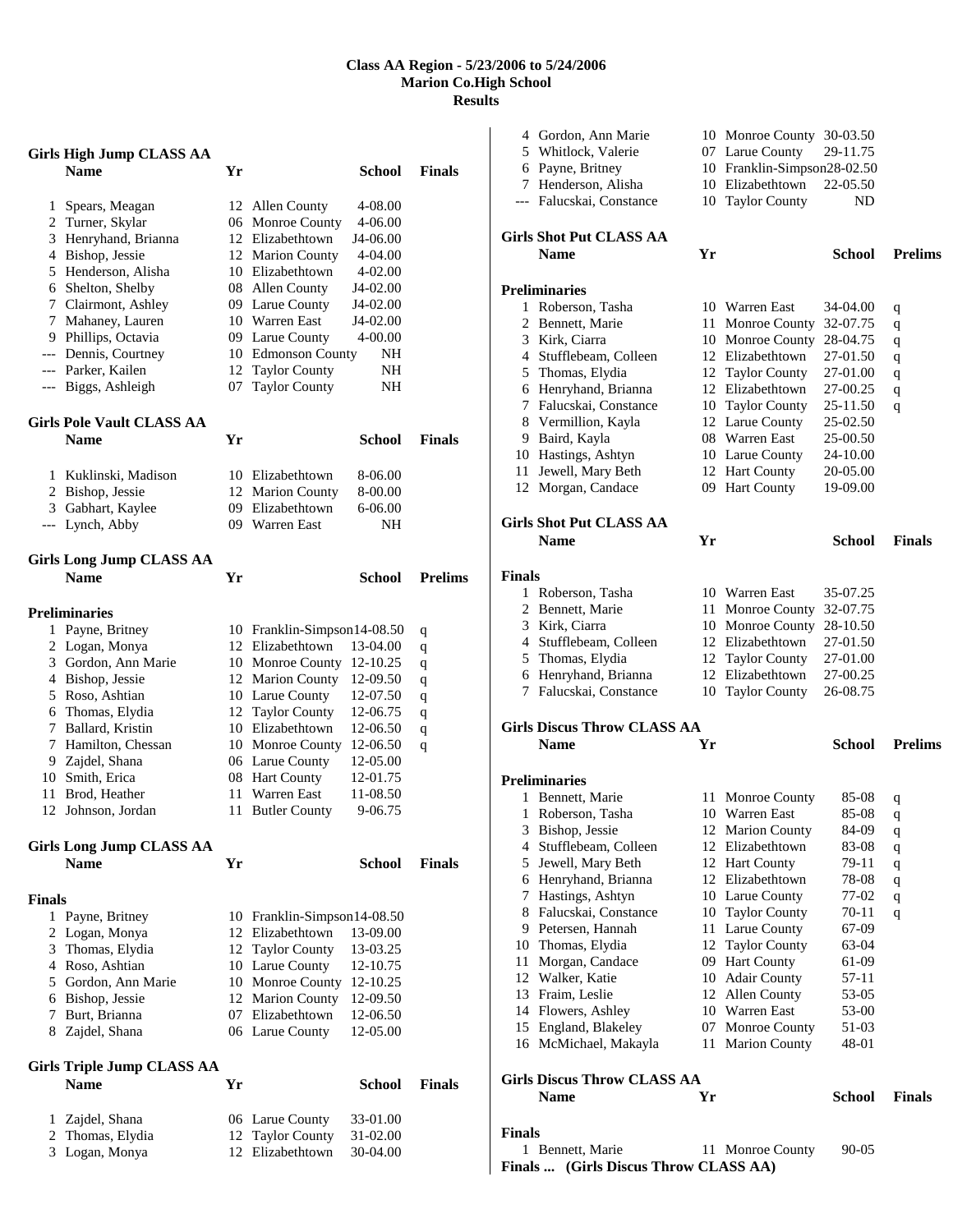# Class AA Region - 5/23/2006 to 5/24/2006
## Marion Co.High School
## Results

### Girls High Jump CLASS AA

| | Name | Yr | School | Finals |
|---|---|---|---|---|
| 1 | Spears, Meagan | 12 | Allen County | 4-08.00 |
| 2 | Turner, Skylar | 06 | Monroe County | 4-06.00 |
| 3 | Henryhand, Brianna | 12 | Elizabethtown | J4-06.00 |
| 4 | Bishop, Jessie | 12 | Marion County | 4-04.00 |
| 5 | Henderson, Alisha | 10 | Elizabethtown | 4-02.00 |
| 6 | Shelton, Shelby | 08 | Allen County | J4-02.00 |
| 7 | Clairmont, Ashley | 09 | Larue County | J4-02.00 |
| 7 | Mahaney, Lauren | 10 | Warren East | J4-02.00 |
| 9 | Phillips, Octavia | 09 | Larue County | 4-00.00 |
| --- | Dennis, Courtney | 10 | Edmonson County | NH |
| --- | Parker, Kailen | 12 | Taylor County | NH |
| --- | Biggs, Ashleigh | 07 | Taylor County | NH |

### Girls Pole Vault CLASS AA

| | Name | Yr | School | Finals |
|---|---|---|---|---|
| 1 | Kuklinski, Madison | 10 | Elizabethtown | 8-06.00 |
| 2 | Bishop, Jessie | 12 | Marion County | 8-00.00 |
| 3 | Gabhart, Kaylee | 09 | Elizabethtown | 6-06.00 |
| --- | Lynch, Abby | 09 | Warren East | NH |

### Girls Long Jump CLASS AA

**Preliminaries**

| | Name | Yr | School | Prelims | |
|---|---|---|---|---|---|
| 1 | Payne, Britney | 10 | Franklin-Simpson | 14-08.50 | q |
| 2 | Logan, Monya | 12 | Elizabethtown | 13-04.00 | q |
| 3 | Gordon, Ann Marie | 10 | Monroe County | 12-10.25 | q |
| 4 | Bishop, Jessie | 12 | Marion County | 12-09.50 | q |
| 5 | Roso, Ashtian | 10 | Larue County | 12-07.50 | q |
| 6 | Thomas, Elydia | 12 | Taylor County | 12-06.75 | q |
| 7 | Ballard, Kristin | 10 | Elizabethtown | 12-06.50 | q |
| 7 | Hamilton, Chessan | 10 | Monroe County | 12-06.50 | q |
| 9 | Zajdel, Shana | 06 | Larue County | 12-05.00 | |
| 10 | Smith, Erica | 08 | Hart County | 12-01.75 | |
| 11 | Brod, Heather | 11 | Warren East | 11-08.50 | |
| 12 | Johnson, Jordan | 11 | Butler County | 9-06.75 | |

### Girls Long Jump CLASS AA

**Finals**

| | Name | Yr | School | Finals |
|---|---|---|---|---|
| 1 | Payne, Britney | 10 | Franklin-Simpson | 14-08.50 |
| 2 | Logan, Monya | 12 | Elizabethtown | 13-09.00 |
| 3 | Thomas, Elydia | 12 | Taylor County | 13-03.25 |
| 4 | Roso, Ashtian | 10 | Larue County | 12-10.75 |
| 5 | Gordon, Ann Marie | 10 | Monroe County | 12-10.25 |
| 6 | Bishop, Jessie | 12 | Marion County | 12-09.50 |
| 7 | Burt, Brianna | 07 | Elizabethtown | 12-06.50 |
| 8 | Zajdel, Shana | 06 | Larue County | 12-05.00 |

### Girls Triple Jump CLASS AA

| | Name | Yr | School | Finals |
|---|---|---|---|---|
| 1 | Zajdel, Shana | 06 | Larue County | 33-01.00 |
| 2 | Thomas, Elydia | 12 | Taylor County | 31-02.00 |
| 3 | Logan, Monya | 12 | Elizabethtown | 30-04.00 |
| 4 | Gordon, Ann Marie | 10 | Monroe County | 30-03.50 |
| 5 | Whitlock, Valerie | 07 | Larue County | 29-11.75 |
| 6 | Payne, Britney | 10 | Franklin-Simpson | 28-02.50 |
| 7 | Henderson, Alisha | 10 | Elizabethtown | 22-05.50 |
| --- | Falucskai, Constance | 10 | Taylor County | ND |

### Girls Shot Put CLASS AA

**Preliminaries**

| | Name | Yr | School | Prelims | |
|---|---|---|---|---|---|
| 1 | Roberson, Tasha | 10 | Warren East | 34-04.00 | q |
| 2 | Bennett, Marie | 11 | Monroe County | 32-07.75 | q |
| 3 | Kirk, Ciarra | 10 | Monroe County | 28-04.75 | q |
| 4 | Stufflebeam, Colleen | 12 | Elizabethtown | 27-01.50 | q |
| 5 | Thomas, Elydia | 12 | Taylor County | 27-01.00 | q |
| 6 | Henryhand, Brianna | 12 | Elizabethtown | 27-00.25 | q |
| 7 | Falucskai, Constance | 10 | Taylor County | 25-11.50 | q |
| 8 | Vermillion, Kayla | 12 | Larue County | 25-02.50 | |
| 9 | Baird, Kayla | 08 | Warren East | 25-00.50 | |
| 10 | Hastings, Ashtyn | 10 | Larue County | 24-10.00 | |
| 11 | Jewell, Mary Beth | 12 | Hart County | 20-05.00 | |
| 12 | Morgan, Candace | 09 | Hart County | 19-09.00 | |

### Girls Shot Put CLASS AA

**Finals**

| | Name | Yr | School | Finals |
|---|---|---|---|---|
| 1 | Roberson, Tasha | 10 | Warren East | 35-07.25 |
| 2 | Bennett, Marie | 11 | Monroe County | 32-07.75 |
| 3 | Kirk, Ciarra | 10 | Monroe County | 28-10.50 |
| 4 | Stufflebeam, Colleen | 12 | Elizabethtown | 27-01.50 |
| 5 | Thomas, Elydia | 12 | Taylor County | 27-01.00 |
| 6 | Henryhand, Brianna | 12 | Elizabethtown | 27-00.25 |
| 7 | Falucskai, Constance | 10 | Taylor County | 26-08.75 |

### Girls Discus Throw CLASS AA

**Preliminaries**

| | Name | Yr | School | Prelims | |
|---|---|---|---|---|---|
| 1 | Bennett, Marie | 11 | Monroe County | 85-08 | q |
| 1 | Roberson, Tasha | 10 | Warren East | 85-08 | q |
| 3 | Bishop, Jessie | 12 | Marion County | 84-09 | q |
| 4 | Stufflebeam, Colleen | 12 | Elizabethtown | 83-08 | q |
| 5 | Jewell, Mary Beth | 12 | Hart County | 79-11 | q |
| 6 | Henryhand, Brianna | 12 | Elizabethtown | 78-08 | q |
| 7 | Hastings, Ashtyn | 10 | Larue County | 77-02 | q |
| 8 | Falucskai, Constance | 10 | Taylor County | 70-11 | q |
| 9 | Petersen, Hannah | 11 | Larue County | 67-09 | |
| 10 | Thomas, Elydia | 12 | Taylor County | 63-04 | |
| 11 | Morgan, Candace | 09 | Hart County | 61-09 | |
| 12 | Walker, Katie | 10 | Adair County | 57-11 | |
| 13 | Fraim, Leslie | 12 | Allen County | 53-05 | |
| 14 | Flowers, Ashley | 10 | Warren East | 53-00 | |
| 15 | England, Blakeley | 07 | Monroe County | 51-03 | |
| 16 | McMichael, Makayla | 11 | Marion County | 48-01 | |

### Girls Discus Throw CLASS AA

**Finals**

| | Name | Yr | School | Finals |
|---|---|---|---|---|
| 1 | Bennett, Marie | 11 | Monroe County | 90-05 |

**Finals ... (Girls Discus Throw CLASS AA)**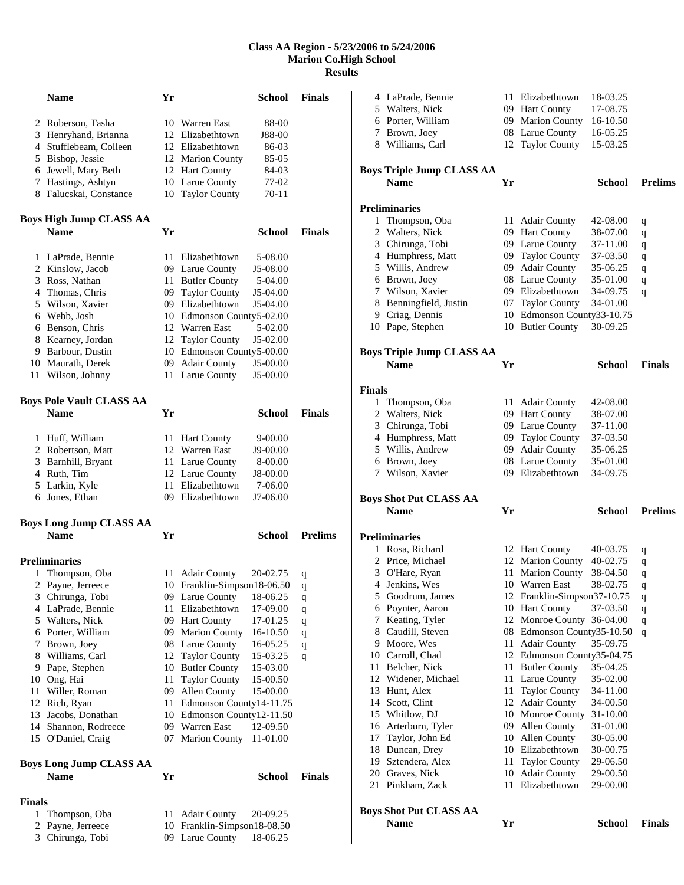# Class AA Region - 5/23/2006 to 5/24/2006
## Marion Co.High School
## Results

| | Name | Yr | School | Finals |
|---|---|---|---|---|
| 2 | Roberson, Tasha | 10 | Warren East | 88-00 |
| 3 | Henryhand, Brianna | 12 | Elizabethtown | J88-00 |
| 4 | Stufflebeam, Colleen | 12 | Elizabethtown | 86-03 |
| 5 | Bishop, Jessie | 12 | Marion County | 85-05 |
| 6 | Jewell, Mary Beth | 12 | Hart County | 84-03 |
| 7 | Hastings, Ashtyn | 10 | Larue County | 77-02 |
| 8 | Falucskai, Constance | 10 | Taylor County | 70-11 |

### Boys High Jump CLASS AA

| | Name | Yr | School | Finals |
|---|---|---|---|---|
| 1 | LaPrade, Bennie | 11 | Elizabethtown | 5-08.00 |
| 2 | Kinslow, Jacob | 09 | Larue County | J5-08.00 |
| 3 | Ross, Nathan | 11 | Butler County | 5-04.00 |
| 4 | Thomas, Chris | 09 | Taylor County | J5-04.00 |
| 5 | Wilson, Xavier | 09 | Elizabethtown | J5-04.00 |
| 6 | Webb, Josh | 10 | Edmonson County | 5-02.00 |
| 6 | Benson, Chris | 12 | Warren East | 5-02.00 |
| 8 | Kearney, Jordan | 12 | Taylor County | J5-02.00 |
| 9 | Barbour, Dustin | 10 | Edmonson County | 5-00.00 |
| 10 | Maurath, Derek | 09 | Adair County | J5-00.00 |
| 11 | Wilson, Johnny | 11 | Larue County | J5-00.00 |

### Boys Pole Vault CLASS AA

| | Name | Yr | School | Finals |
|---|---|---|---|---|
| 1 | Huff, William | 11 | Hart County | 9-00.00 |
| 2 | Robertson, Matt | 12 | Warren East | J9-00.00 |
| 3 | Barnhill, Bryant | 11 | Larue County | 8-00.00 |
| 4 | Ruth, Tim | 12 | Larue County | J8-00.00 |
| 5 | Larkin, Kyle | 11 | Elizabethtown | 7-06.00 |
| 6 | Jones, Ethan | 09 | Elizabethtown | J7-06.00 |

### Boys Long Jump CLASS AA

**Preliminaries**

| | Name | Yr | School | Prelims | |
|---|---|---|---|---|---|
| 1 | Thompson, Oba | 11 | Adair County | 20-02.75 | q |
| 2 | Payne, Jerreece | 10 | Franklin-Simpson | 18-06.50 | q |
| 3 | Chirunga, Tobi | 09 | Larue County | 18-06.25 | q |
| 4 | LaPrade, Bennie | 11 | Elizabethtown | 17-09.00 | q |
| 5 | Walters, Nick | 09 | Hart County | 17-01.25 | q |
| 6 | Porter, William | 09 | Marion County | 16-10.50 | q |
| 7 | Brown, Joey | 08 | Larue County | 16-05.25 | q |
| 8 | Williams, Carl | 12 | Taylor County | 15-03.25 | q |
| 9 | Pape, Stephen | 10 | Butler County | 15-03.00 | |
| 10 | Ong, Hai | 11 | Taylor County | 15-00.50 | |
| 11 | Willer, Roman | 09 | Allen County | 15-00.00 | |
| 12 | Rich, Ryan | 11 | Edmonson County | 14-11.75 | |
| 13 | Jacobs, Donathan | 10 | Edmonson County | 12-11.50 | |
| 14 | Shannon, Rodreece | 09 | Warren East | 12-09.50 | |
| 15 | O'Daniel, Craig | 07 | Marion County | 11-01.00 | |

### Boys Long Jump CLASS AA

**Finals**

| | Name | Yr | School | Finals |
|---|---|---|---|---|
| 1 | Thompson, Oba | 11 | Adair County | 20-09.25 |
| 2 | Payne, Jerreece | 10 | Franklin-Simpson | 18-08.50 |
| 3 | Chirunga, Tobi | 09 | Larue County | 18-06.25 |
| 4 | LaPrade, Bennie | 11 | Elizabethtown | 18-03.25 |
| 5 | Walters, Nick | 09 | Hart County | 17-08.75 |
| 6 | Porter, William | 09 | Marion County | 16-10.50 |
| 7 | Brown, Joey | 08 | Larue County | 16-05.25 |
| 8 | Williams, Carl | 12 | Taylor County | 15-03.25 |

### Boys Triple Jump CLASS AA

**Preliminaries**

| | Name | Yr | School | Prelims | |
|---|---|---|---|---|---|
| 1 | Thompson, Oba | 11 | Adair County | 42-08.00 | q |
| 2 | Walters, Nick | 09 | Hart County | 38-07.00 | q |
| 3 | Chirunga, Tobi | 09 | Larue County | 37-11.00 | q |
| 4 | Humphress, Matt | 09 | Taylor County | 37-03.50 | q |
| 5 | Willis, Andrew | 09 | Adair County | 35-06.25 | q |
| 6 | Brown, Joey | 08 | Larue County | 35-01.00 | q |
| 7 | Wilson, Xavier | 09 | Elizabethtown | 34-09.75 | q |
| 8 | Benningfield, Justin | 07 | Taylor County | 34-01.00 | |
| 9 | Criag, Dennis | 10 | Edmonson County | 33-10.75 | |
| 10 | Pape, Stephen | 10 | Butler County | 30-09.25 | |

### Boys Triple Jump CLASS AA

**Finals**

| | Name | Yr | School | Finals |
|---|---|---|---|---|
| 1 | Thompson, Oba | 11 | Adair County | 42-08.00 |
| 2 | Walters, Nick | 09 | Hart County | 38-07.00 |
| 3 | Chirunga, Tobi | 09 | Larue County | 37-11.00 |
| 4 | Humphress, Matt | 09 | Taylor County | 37-03.50 |
| 5 | Willis, Andrew | 09 | Adair County | 35-06.25 |
| 6 | Brown, Joey | 08 | Larue County | 35-01.00 |
| 7 | Wilson, Xavier | 09 | Elizabethtown | 34-09.75 |

### Boys Shot Put CLASS AA

**Preliminaries**

| | Name | Yr | School | Prelims | |
|---|---|---|---|---|---|
| 1 | Rosa, Richard | 12 | Hart County | 40-03.75 | q |
| 2 | Price, Michael | 12 | Marion County | 40-02.75 | q |
| 3 | O'Hare, Ryan | 11 | Marion County | 38-04.50 | q |
| 4 | Jenkins, Wes | 10 | Warren East | 38-02.75 | q |
| 5 | Goodrum, James | 12 | Franklin-Simpson | 37-10.75 | q |
| 6 | Poynter, Aaron | 10 | Hart County | 37-03.50 | q |
| 7 | Keating, Tyler | 12 | Monroe County | 36-04.00 | q |
| 8 | Caudill, Steven | 08 | Edmonson County | 35-10.50 | q |
| 9 | Moore, Wes | 11 | Adair County | 35-09.75 | |
| 10 | Carroll, Chad | 12 | Edmonson County | 35-04.75 | |
| 11 | Belcher, Nick | 11 | Butler County | 35-04.25 | |
| 12 | Widener, Michael | 11 | Larue County | 35-02.00 | |
| 13 | Hunt, Alex | 11 | Taylor County | 34-11.00 | |
| 14 | Scott, Clint | 12 | Adair County | 34-00.50 | |
| 15 | Whitlow, DJ | 10 | Monroe County | 31-10.00 | |
| 16 | Arterburn, Tyler | 09 | Allen County | 31-01.00 | |
| 17 | Taylor, John Ed | 10 | Allen County | 30-05.00 | |
| 18 | Duncan, Drey | 10 | Elizabethtown | 30-00.75 | |
| 19 | Sztendera, Alex | 11 | Taylor County | 29-06.50 | |
| 20 | Graves, Nick | 10 | Adair County | 29-00.50 | |
| 21 | Pinkham, Zack | 11 | Elizabethtown | 29-00.00 | |

### Boys Shot Put CLASS AA

| | Name | Yr | School | Finals |
|---|---|---|---|---|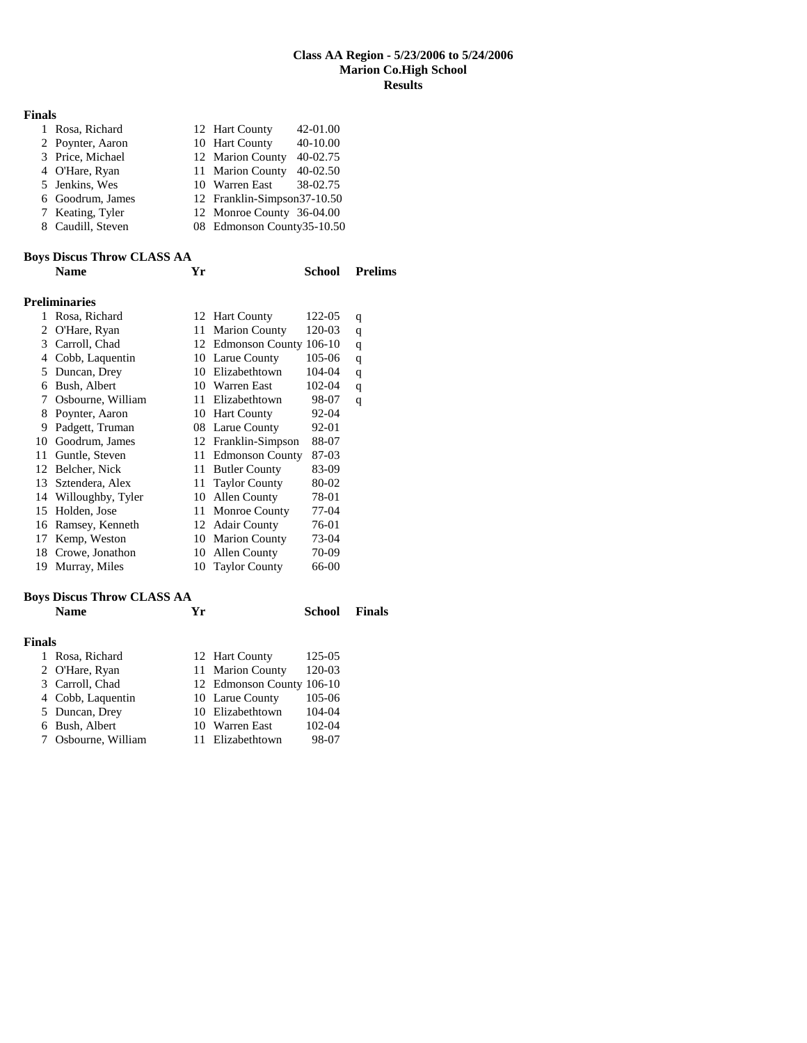**Class AA Region - 5/23/2006 to 5/24/2006**
**Marion Co.High School**
**Results**

**Finals**

| | | | | |
|---|---|---|---|---|
| 1 | Rosa, Richard | 12 | Hart County | 42-01.00 |
| 2 | Poynter, Aaron | 10 | Hart County | 40-10.00 |
| 3 | Price, Michael | 12 | Marion County | 40-02.75 |
| 4 | O'Hare, Ryan | 11 | Marion County | 40-02.50 |
| 5 | Jenkins, Wes | 10 | Warren East | 38-02.75 |
| 6 | Goodrum, James | 12 | Franklin-Simpson | 37-10.50 |
| 7 | Keating, Tyler | 12 | Monroe County | 36-04.00 |
| 8 | Caudill, Steven | 08 | Edmonson County | 35-10.50 |

**Boys Discus Throw CLASS AA**

**Preliminaries**

| | Name | Yr | School | Prelims | |
|---|---|---|---|---|---|
| 1 | Rosa, Richard | 12 | Hart County | 122-05 | q |
| 2 | O'Hare, Ryan | 11 | Marion County | 120-03 | q |
| 3 | Carroll, Chad | 12 | Edmonson County | 106-10 | q |
| 4 | Cobb, Laquentin | 10 | Larue County | 105-06 | q |
| 5 | Duncan, Drey | 10 | Elizabethtown | 104-04 | q |
| 6 | Bush, Albert | 10 | Warren East | 102-04 | q |
| 7 | Osbourne, William | 11 | Elizabethtown | 98-07 | q |
| 8 | Poynter, Aaron | 10 | Hart County | 92-04 | |
| 9 | Padgett, Truman | 08 | Larue County | 92-01 | |
| 10 | Goodrum, James | 12 | Franklin-Simpson | 88-07 | |
| 11 | Guntle, Steven | 11 | Edmonson County | 87-03 | |
| 12 | Belcher, Nick | 11 | Butler County | 83-09 | |
| 13 | Sztendera, Alex | 11 | Taylor County | 80-02 | |
| 14 | Willoughby, Tyler | 10 | Allen County | 78-01 | |
| 15 | Holden, Jose | 11 | Monroe County | 77-04 | |
| 16 | Ramsey, Kenneth | 12 | Adair County | 76-01 | |
| 17 | Kemp, Weston | 10 | Marion County | 73-04 | |
| 18 | Crowe, Jonathon | 10 | Allen County | 70-09 | |
| 19 | Murray, Miles | 10 | Taylor County | 66-00 | |

**Boys Discus Throw CLASS AA**

**Finals**

| | Name | Yr | School | Finals |
|---|---|---|---|---|
| 1 | Rosa, Richard | 12 | Hart County | 125-05 |
| 2 | O'Hare, Ryan | 11 | Marion County | 120-03 |
| 3 | Carroll, Chad | 12 | Edmonson County | 106-10 |
| 4 | Cobb, Laquentin | 10 | Larue County | 105-06 |
| 5 | Duncan, Drey | 10 | Elizabethtown | 104-04 |
| 6 | Bush, Albert | 10 | Warren East | 102-04 |
| 7 | Osbourne, William | 11 | Elizabethtown | 98-07 |